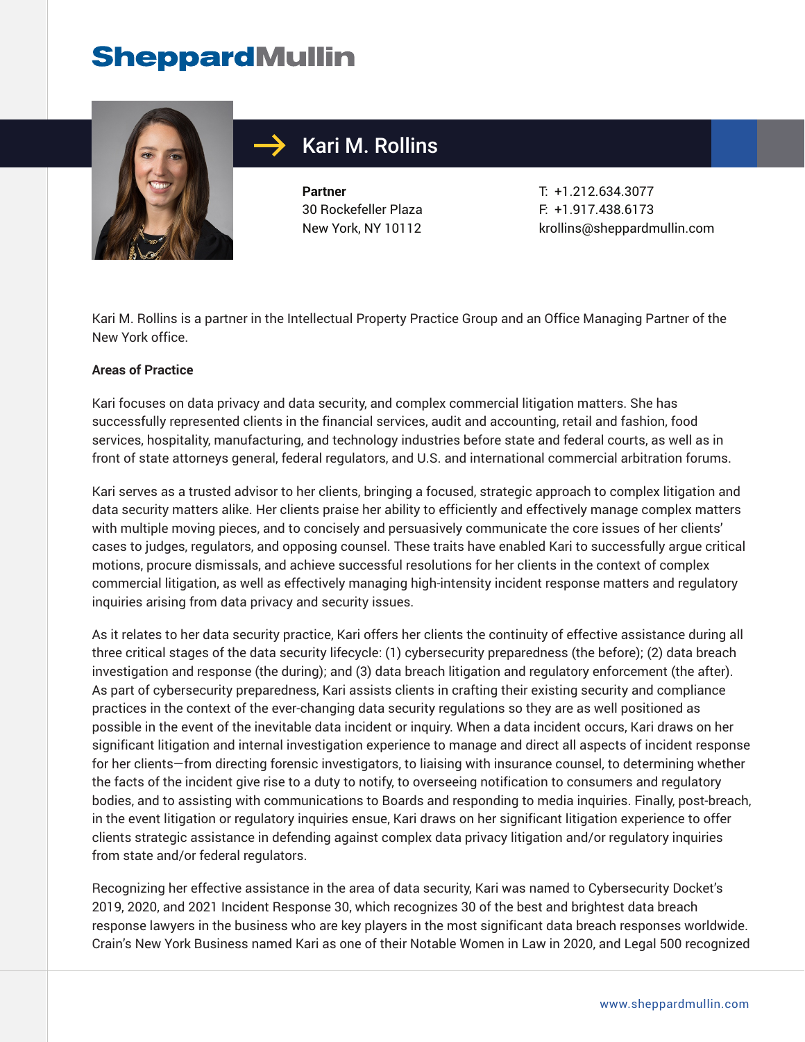SheppardMullin

# Kari M. Rollins

**Partner**
30 Rockefeller Plaza
New York, NY 10112

T: +1.212.634.3077
F: +1.917.438.6173
krollins@sheppardmullin.com

Kari M. Rollins is a partner in the Intellectual Property Practice Group and an Office Managing Partner of the New York office.

**Areas of Practice**

Kari focuses on data privacy and data security, and complex commercial litigation matters. She has successfully represented clients in the financial services, audit and accounting, retail and fashion, food services, hospitality, manufacturing, and technology industries before state and federal courts, as well as in front of state attorneys general, federal regulators, and U.S. and international commercial arbitration forums.

Kari serves as a trusted advisor to her clients, bringing a focused, strategic approach to complex litigation and data security matters alike. Her clients praise her ability to efficiently and effectively manage complex matters with multiple moving pieces, and to concisely and persuasively communicate the core issues of her clients' cases to judges, regulators, and opposing counsel. These traits have enabled Kari to successfully argue critical motions, procure dismissals, and achieve successful resolutions for her clients in the context of complex commercial litigation, as well as effectively managing high-intensity incident response matters and regulatory inquiries arising from data privacy and security issues.

As it relates to her data security practice, Kari offers her clients the continuity of effective assistance during all three critical stages of the data security lifecycle: (1) cybersecurity preparedness (the before); (2) data breach investigation and response (the during); and (3) data breach litigation and regulatory enforcement (the after). As part of cybersecurity preparedness, Kari assists clients in crafting their existing security and compliance practices in the context of the ever-changing data security regulations so they are as well positioned as possible in the event of the inevitable data incident or inquiry. When a data incident occurs, Kari draws on her significant litigation and internal investigation experience to manage and direct all aspects of incident response for her clients—from directing forensic investigators, to liaising with insurance counsel, to determining whether the facts of the incident give rise to a duty to notify, to overseeing notification to consumers and regulatory bodies, and to assisting with communications to Boards and responding to media inquiries. Finally, post-breach, in the event litigation or regulatory inquiries ensue, Kari draws on her significant litigation experience to offer clients strategic assistance in defending against complex data privacy litigation and/or regulatory inquiries from state and/or federal regulators.

Recognizing her effective assistance in the area of data security, Kari was named to Cybersecurity Docket's 2019, 2020, and 2021 Incident Response 30, which recognizes 30 of the best and brightest data breach response lawyers in the business who are key players in the most significant data breach responses worldwide. Crain's New York Business named Kari as one of their Notable Women in Law in 2020, and Legal 500 recognized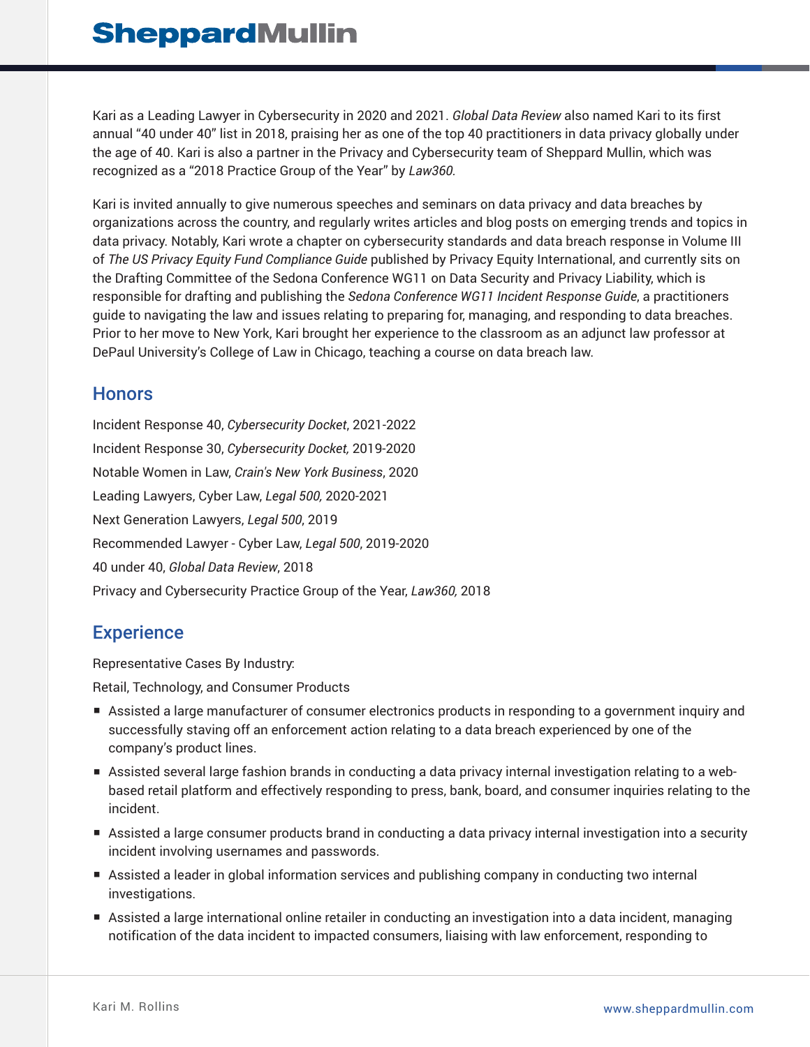Kari as a Leading Lawyer in Cybersecurity in 2020 and 2021. *Global Data Review* also named Kari to its first annual "40 under 40" list in 2018, praising her as one of the top 40 practitioners in data privacy globally under the age of 40. Kari is also a partner in the Privacy and Cybersecurity team of Sheppard Mullin, which was recognized as a "2018 Practice Group of the Year" by *Law360.*

Kari is invited annually to give numerous speeches and seminars on data privacy and data breaches by organizations across the country, and regularly writes articles and blog posts on emerging trends and topics in data privacy. Notably, Kari wrote a chapter on cybersecurity standards and data breach response in Volume III of *The US Privacy Equity Fund Compliance Guide* published by Privacy Equity International, and currently sits on the Drafting Committee of the Sedona Conference WG11 on Data Security and Privacy Liability, which is responsible for drafting and publishing the *Sedona Conference WG11 Incident Response Guide*, a practitioners guide to navigating the law and issues relating to preparing for, managing, and responding to data breaches. Prior to her move to New York, Kari brought her experience to the classroom as an adjunct law professor at DePaul University's College of Law in Chicago, teaching a course on data breach law.

## Honors

Incident Response 40, *Cybersecurity Docket*, 2021-2022

Incident Response 30, *Cybersecurity Docket,* 2019-2020

Notable Women in Law, *Crain's New York Business*, 2020

Leading Lawyers, Cyber Law, *Legal 500,* 2020-2021

Next Generation Lawyers, *Legal 500*, 2019

Recommended Lawyer - Cyber Law, *Legal 500*, 2019-2020

40 under 40, *Global Data Review*, 2018

Privacy and Cybersecurity Practice Group of the Year, *Law360,* 2018

## Experience

Representative Cases By Industry:

Retail, Technology, and Consumer Products

- Assisted a large manufacturer of consumer electronics products in responding to a government inquiry and successfully staving off an enforcement action relating to a data breach experienced by one of the company's product lines.
- Assisted several large fashion brands in conducting a data privacy internal investigation relating to a web-based retail platform and effectively responding to press, bank, board, and consumer inquiries relating to the incident.
- Assisted a large consumer products brand in conducting a data privacy internal investigation into a security incident involving usernames and passwords.
- Assisted a leader in global information services and publishing company in conducting two internal investigations.
- Assisted a large international online retailer in conducting an investigation into a data incident, managing notification of the data incident to impacted consumers, liaising with law enforcement, responding to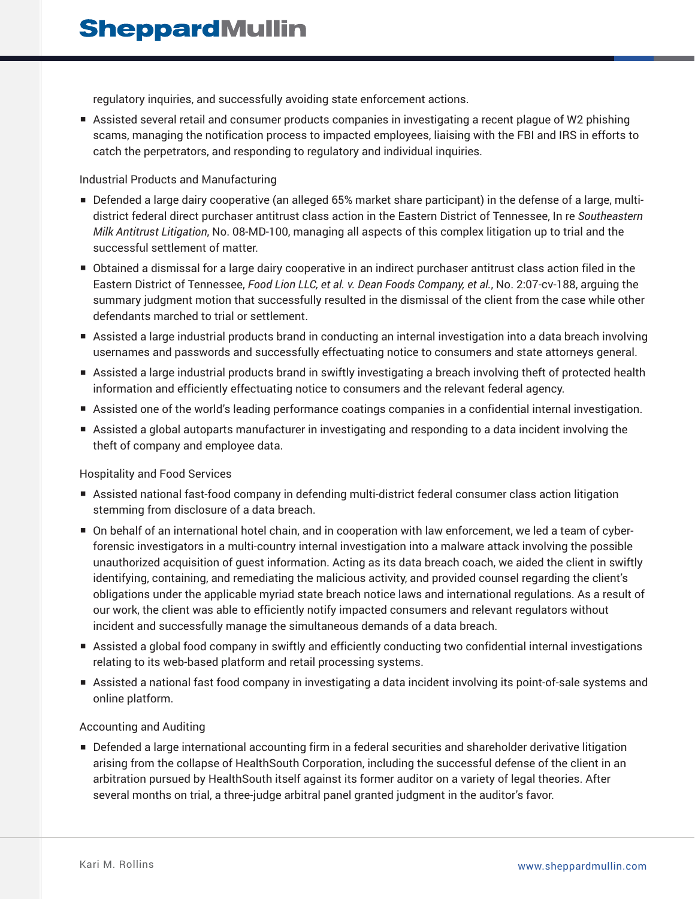regulatory inquiries, and successfully avoiding state enforcement actions.

- Assisted several retail and consumer products companies in investigating a recent plague of W2 phishing scams, managing the notification process to impacted employees, liaising with the FBI and IRS in efforts to catch the perpetrators, and responding to regulatory and individual inquiries.

Industrial Products and Manufacturing

- Defended a large dairy cooperative (an alleged 65% market share participant) in the defense of a large, multi-district federal direct purchaser antitrust class action in the Eastern District of Tennessee, In re *Southeastern Milk Antitrust Litigation*, No. 08-MD-100, managing all aspects of this complex litigation up to trial and the successful settlement of matter.
- Obtained a dismissal for a large dairy cooperative in an indirect purchaser antitrust class action filed in the Eastern District of Tennessee, *Food Lion LLC, et al. v. Dean Foods Company, et al.*, No. 2:07-cv-188, arguing the summary judgment motion that successfully resulted in the dismissal of the client from the case while other defendants marched to trial or settlement.
- Assisted a large industrial products brand in conducting an internal investigation into a data breach involving usernames and passwords and successfully effectuating notice to consumers and state attorneys general.
- Assisted a large industrial products brand in swiftly investigating a breach involving theft of protected health information and efficiently effectuating notice to consumers and the relevant federal agency.
- Assisted one of the world's leading performance coatings companies in a confidential internal investigation.
- Assisted a global autoparts manufacturer in investigating and responding to a data incident involving the theft of company and employee data.

Hospitality and Food Services

- Assisted national fast-food company in defending multi-district federal consumer class action litigation stemming from disclosure of a data breach.
- On behalf of an international hotel chain, and in cooperation with law enforcement, we led a team of cyber-forensic investigators in a multi-country internal investigation into a malware attack involving the possible unauthorized acquisition of guest information. Acting as its data breach coach, we aided the client in swiftly identifying, containing, and remediating the malicious activity, and provided counsel regarding the client's obligations under the applicable myriad state breach notice laws and international regulations. As a result of our work, the client was able to efficiently notify impacted consumers and relevant regulators without incident and successfully manage the simultaneous demands of a data breach.
- Assisted a global food company in swiftly and efficiently conducting two confidential internal investigations relating to its web-based platform and retail processing systems.
- Assisted a national fast food company in investigating a data incident involving its point-of-sale systems and online platform.

Accounting and Auditing

- Defended a large international accounting firm in a federal securities and shareholder derivative litigation arising from the collapse of HealthSouth Corporation, including the successful defense of the client in an arbitration pursued by HealthSouth itself against its former auditor on a variety of legal theories. After several months on trial, a three-judge arbitral panel granted judgment in the auditor's favor.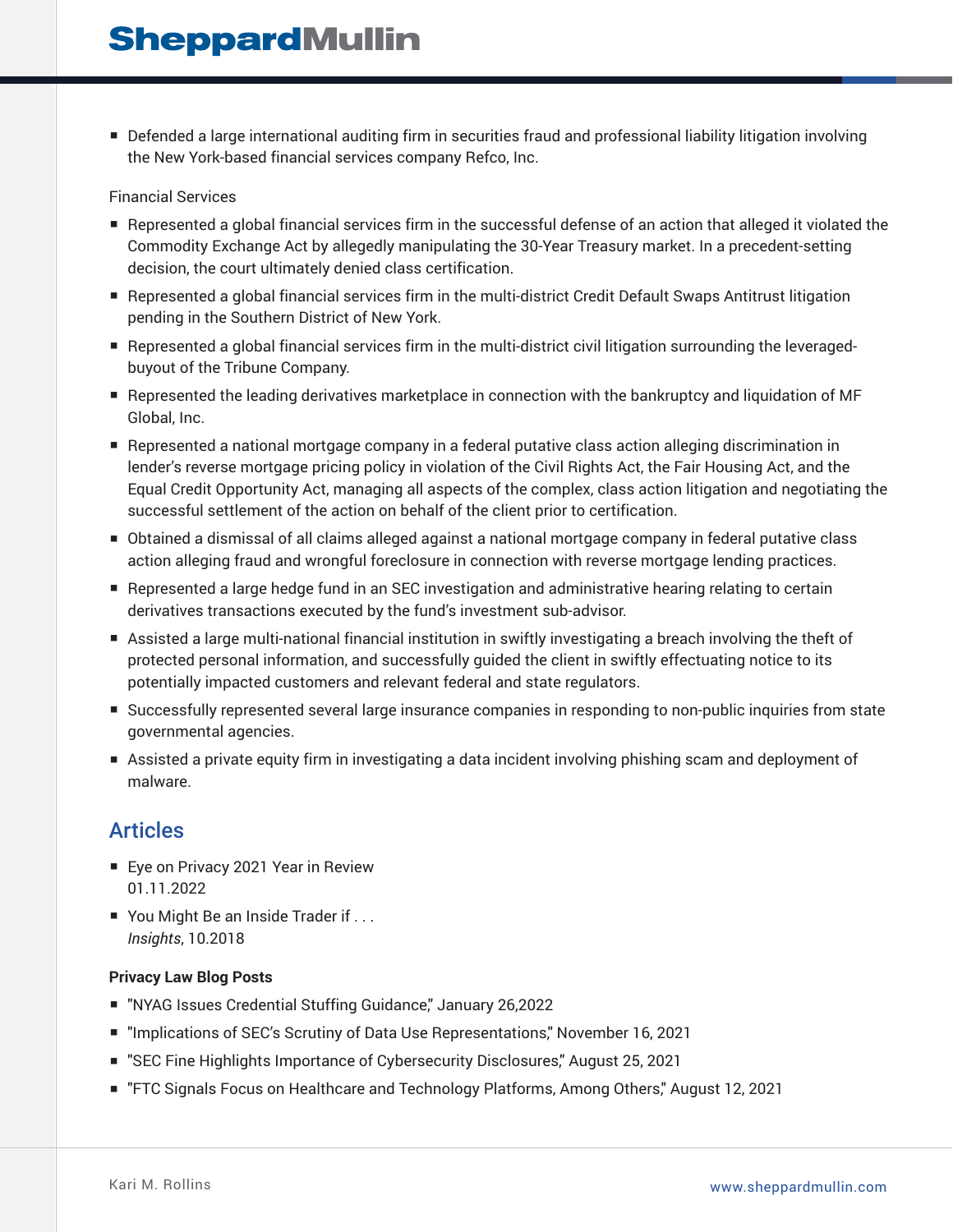- Defended a large international auditing firm in securities fraud and professional liability litigation involving the New York-based financial services company Refco, Inc.

Financial Services

- Represented a global financial services firm in the successful defense of an action that alleged it violated the Commodity Exchange Act by allegedly manipulating the 30-Year Treasury market. In a precedent-setting decision, the court ultimately denied class certification.
- Represented a global financial services firm in the multi-district Credit Default Swaps Antitrust litigation pending in the Southern District of New York.
- Represented a global financial services firm in the multi-district civil litigation surrounding the leveraged-buyout of the Tribune Company.
- Represented the leading derivatives marketplace in connection with the bankruptcy and liquidation of MF Global, Inc.
- Represented a national mortgage company in a federal putative class action alleging discrimination in lender's reverse mortgage pricing policy in violation of the Civil Rights Act, the Fair Housing Act, and the Equal Credit Opportunity Act, managing all aspects of the complex, class action litigation and negotiating the successful settlement of the action on behalf of the client prior to certification.
- Obtained a dismissal of all claims alleged against a national mortgage company in federal putative class action alleging fraud and wrongful foreclosure in connection with reverse mortgage lending practices.
- Represented a large hedge fund in an SEC investigation and administrative hearing relating to certain derivatives transactions executed by the fund's investment sub-advisor.
- Assisted a large multi-national financial institution in swiftly investigating a breach involving the theft of protected personal information, and successfully guided the client in swiftly effectuating notice to its potentially impacted customers and relevant federal and state regulators.
- Successfully represented several large insurance companies in responding to non-public inquiries from state governmental agencies.
- Assisted a private equity firm in investigating a data incident involving phishing scam and deployment of malware.

## Articles

- Eye on Privacy 2021 Year in Review
  01.11.2022
- You Might Be an Inside Trader if . . .
  *Insights*, 10.2018

**Privacy Law Blog Posts**

- "NYAG Issues Credential Stuffing Guidance," January 26,2022
- "Implications of SEC's Scrutiny of Data Use Representations," November 16, 2021
- "SEC Fine Highlights Importance of Cybersecurity Disclosures," August 25, 2021
- "FTC Signals Focus on Healthcare and Technology Platforms, Among Others," August 12, 2021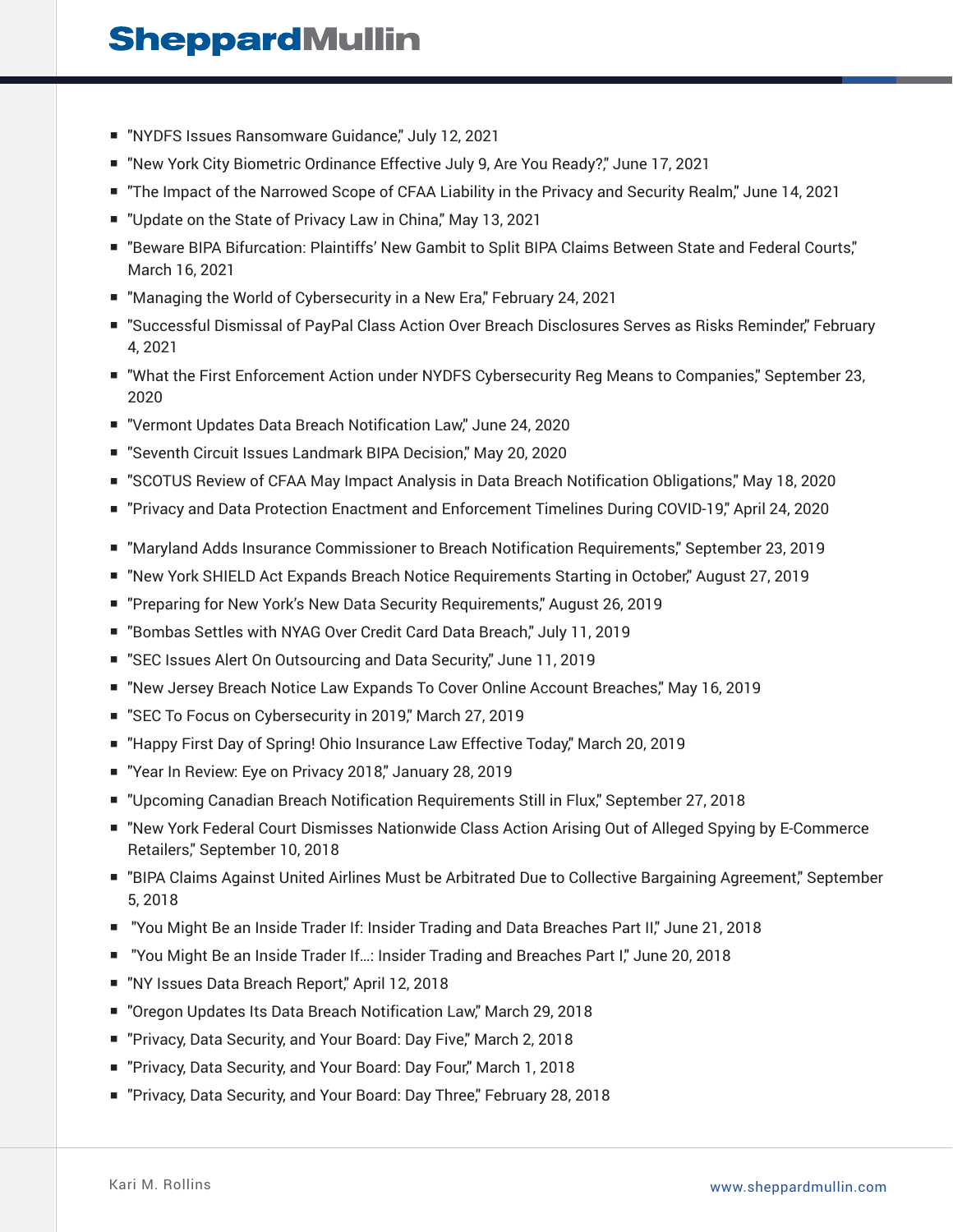- "NYDFS Issues Ransomware Guidance," July 12, 2021
- "New York City Biometric Ordinance Effective July 9, Are You Ready?," June 17, 2021
- "The Impact of the Narrowed Scope of CFAA Liability in the Privacy and Security Realm," June 14, 2021
- "Update on the State of Privacy Law in China," May 13, 2021
- "Beware BIPA Bifurcation: Plaintiffs' New Gambit to Split BIPA Claims Between State and Federal Courts," March 16, 2021
- "Managing the World of Cybersecurity in a New Era," February 24, 2021
- "Successful Dismissal of PayPal Class Action Over Breach Disclosures Serves as Risks Reminder," February 4, 2021
- "What the First Enforcement Action under NYDFS Cybersecurity Reg Means to Companies," September 23, 2020
- "Vermont Updates Data Breach Notification Law," June 24, 2020
- "Seventh Circuit Issues Landmark BIPA Decision," May 20, 2020
- "SCOTUS Review of CFAA May Impact Analysis in Data Breach Notification Obligations," May 18, 2020
- "Privacy and Data Protection Enactment and Enforcement Timelines During COVID-19," April 24, 2020
- "Maryland Adds Insurance Commissioner to Breach Notification Requirements," September 23, 2019
- "New York SHIELD Act Expands Breach Notice Requirements Starting in October," August 27, 2019
- "Preparing for New York's New Data Security Requirements," August 26, 2019
- "Bombas Settles with NYAG Over Credit Card Data Breach," July 11, 2019
- "SEC Issues Alert On Outsourcing and Data Security," June 11, 2019
- "New Jersey Breach Notice Law Expands To Cover Online Account Breaches," May 16, 2019
- "SEC To Focus on Cybersecurity in 2019," March 27, 2019
- "Happy First Day of Spring! Ohio Insurance Law Effective Today," March 20, 2019
- "Year In Review: Eye on Privacy 2018," January 28, 2019
- "Upcoming Canadian Breach Notification Requirements Still in Flux," September 27, 2018
- "New York Federal Court Dismisses Nationwide Class Action Arising Out of Alleged Spying by E-Commerce Retailers," September 10, 2018
- "BIPA Claims Against United Airlines Must be Arbitrated Due to Collective Bargaining Agreement," September 5, 2018
- "You Might Be an Inside Trader If: Insider Trading and Data Breaches Part II," June 21, 2018
- "You Might Be an Inside Trader If...: Insider Trading and Breaches Part I," June 20, 2018
- "NY Issues Data Breach Report," April 12, 2018
- "Oregon Updates Its Data Breach Notification Law," March 29, 2018
- "Privacy, Data Security, and Your Board: Day Five," March 2, 2018
- "Privacy, Data Security, and Your Board: Day Four," March 1, 2018
- "Privacy, Data Security, and Your Board: Day Three," February 28, 2018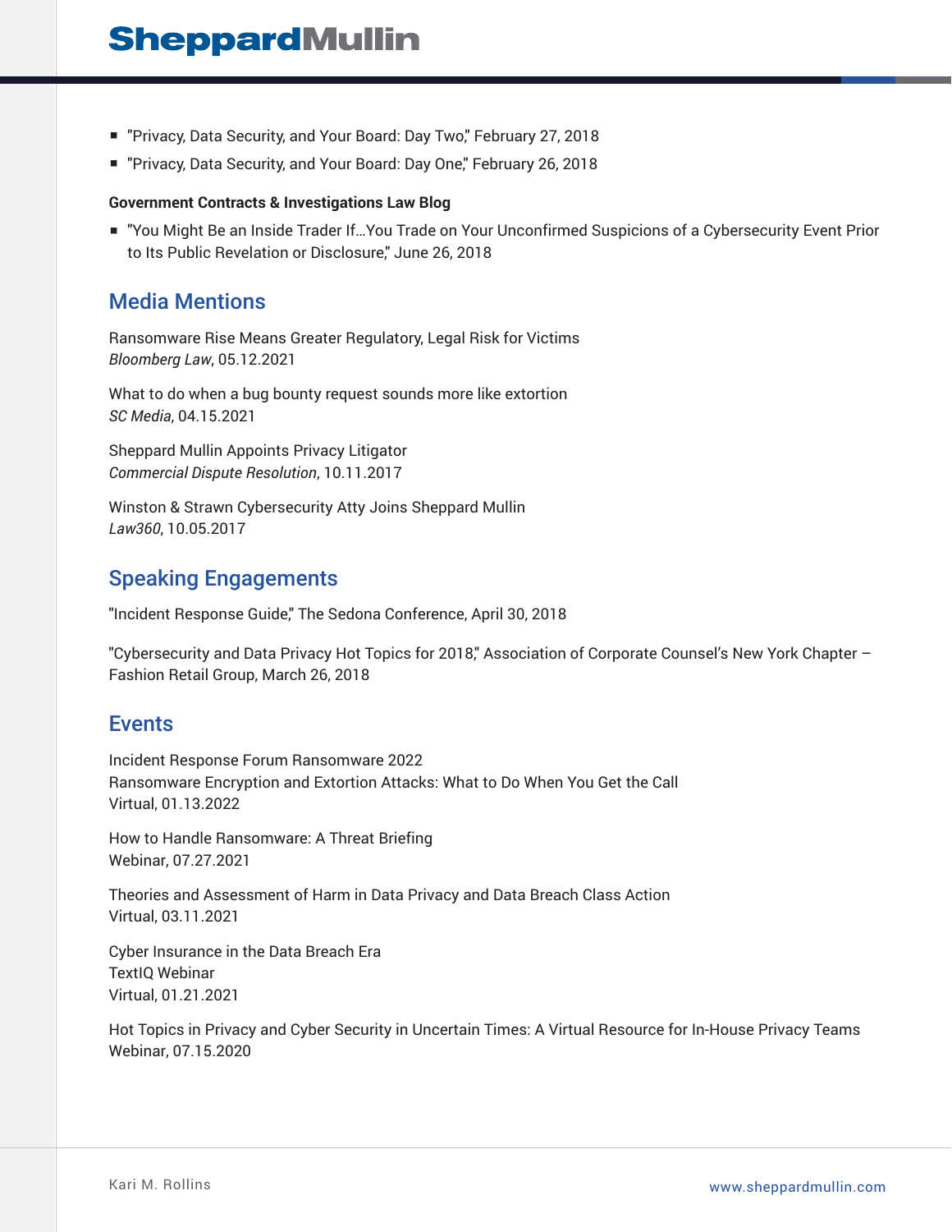- "Privacy, Data Security, and Your Board: Day Two," February 27, 2018
- "Privacy, Data Security, and Your Board: Day One," February 26, 2018

**Government Contracts & Investigations Law Blog**

- "You Might Be an Inside Trader If…You Trade on Your Unconfirmed Suspicions of a Cybersecurity Event Prior to Its Public Revelation or Disclosure," June 26, 2018

## Media Mentions

Ransomware Rise Means Greater Regulatory, Legal Risk for Victims
*Bloomberg Law*, 05.12.2021

What to do when a bug bounty request sounds more like extortion
*SC Media*, 04.15.2021

Sheppard Mullin Appoints Privacy Litigator
*Commercial Dispute Resolution*, 10.11.2017

Winston & Strawn Cybersecurity Atty Joins Sheppard Mullin
*Law360*, 10.05.2017

## Speaking Engagements

"Incident Response Guide," The Sedona Conference, April 30, 2018

"Cybersecurity and Data Privacy Hot Topics for 2018," Association of Corporate Counsel's New York Chapter – Fashion Retail Group, March 26, 2018

## Events

Incident Response Forum Ransomware 2022
Ransomware Encryption and Extortion Attacks: What to Do When You Get the Call
Virtual, 01.13.2022

How to Handle Ransomware: A Threat Briefing
Webinar, 07.27.2021

Theories and Assessment of Harm in Data Privacy and Data Breach Class Action
Virtual, 03.11.2021

Cyber Insurance in the Data Breach Era
TextIQ Webinar
Virtual, 01.21.2021

Hot Topics in Privacy and Cyber Security in Uncertain Times: A Virtual Resource for In-House Privacy Teams
Webinar, 07.15.2020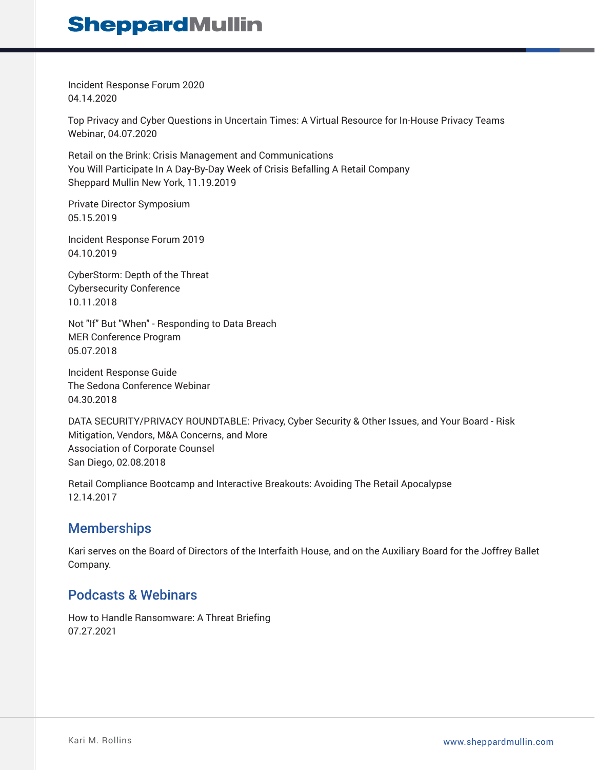Incident Response Forum 2020
04.14.2020

Top Privacy and Cyber Questions in Uncertain Times: A Virtual Resource for In-House Privacy Teams
Webinar, 04.07.2020

Retail on the Brink: Crisis Management and Communications
You Will Participate In A Day-By-Day Week of Crisis Befalling A Retail Company
Sheppard Mullin New York, 11.19.2019

Private Director Symposium
05.15.2019

Incident Response Forum 2019
04.10.2019

CyberStorm: Depth of the Threat
Cybersecurity Conference
10.11.2018

Not "If" But "When" - Responding to Data Breach
MER Conference Program
05.07.2018

Incident Response Guide
The Sedona Conference Webinar
04.30.2018

DATA SECURITY/PRIVACY ROUNDTABLE: Privacy, Cyber Security & Other Issues, and Your Board - Risk Mitigation, Vendors, M&A Concerns, and More
Association of Corporate Counsel
San Diego, 02.08.2018

Retail Compliance Bootcamp and Interactive Breakouts: Avoiding The Retail Apocalypse
12.14.2017

## Memberships

Kari serves on the Board of Directors of the Interfaith House, and on the Auxiliary Board for the Joffrey Ballet Company.

## Podcasts & Webinars

How to Handle Ransomware: A Threat Briefing
07.27.2021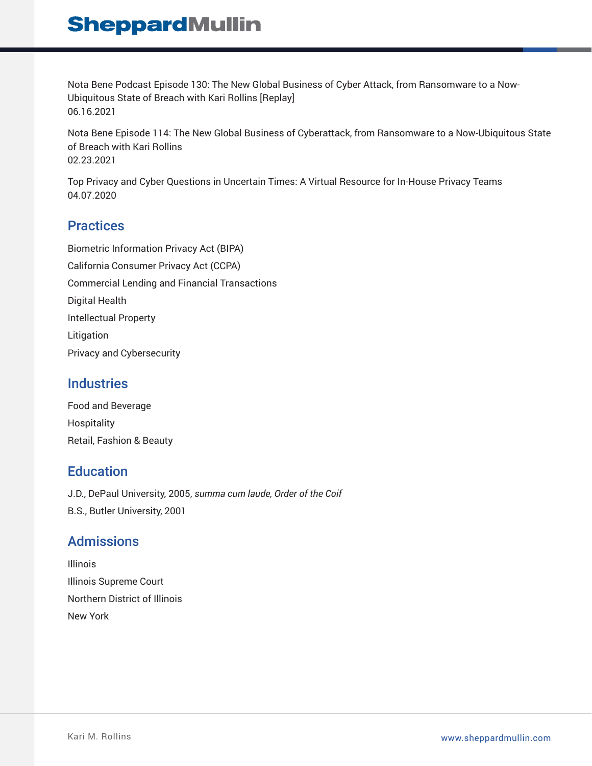Nota Bene Podcast Episode 130: The New Global Business of Cyber Attack, from Ransomware to a Now-Ubiquitous State of Breach with Kari Rollins [Replay]
06.16.2021

Nota Bene Episode 114: The New Global Business of Cyberattack, from Ransomware to a Now-Ubiquitous State of Breach with Kari Rollins
02.23.2021

Top Privacy and Cyber Questions in Uncertain Times: A Virtual Resource for In-House Privacy Teams
04.07.2020

## Practices

Biometric Information Privacy Act (BIPA)

California Consumer Privacy Act (CCPA)

Commercial Lending and Financial Transactions

Digital Health

Intellectual Property

Litigation

Privacy and Cybersecurity

## Industries

Food and Beverage

Hospitality

Retail, Fashion & Beauty

## Education

J.D., DePaul University, 2005, *summa cum laude, Order of the Coif*

B.S., Butler University, 2001

## Admissions

Illinois

Illinois Supreme Court

Northern District of Illinois

New York